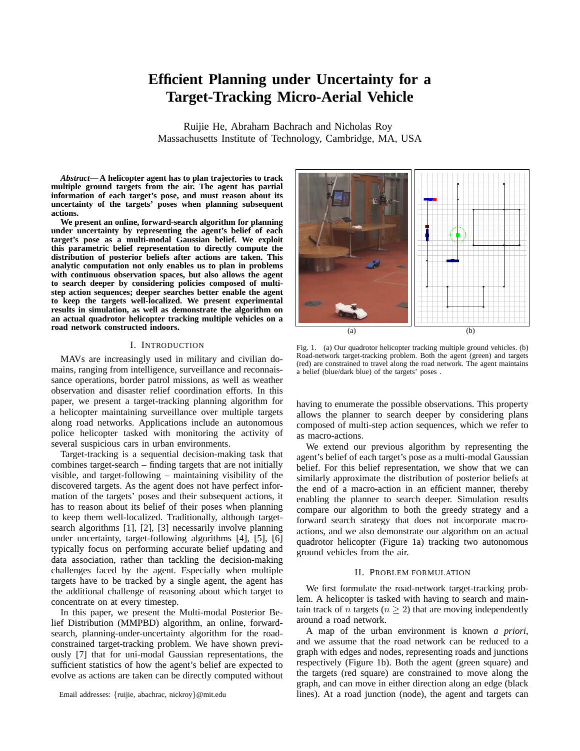# Efficient Planning under Uncertainty for a Target-Tracking Micro-Aerial Vehicle

Ruijie He, Abraham Bachrach and Nicholas Roy
Massachusetts Institute of Technology, Cambridge, MA, USA

***Abstract*— A helicopter agent has to plan trajectories to track multiple ground targets from the air. The agent has partial information of each target's pose, and must reason about its uncertainty of the targets' poses when planning subsequent actions.**

**We present an online, forward-search algorithm for planning under uncertainty by representing the agent's belief of each target's pose as a multi-modal Gaussian belief. We exploit this parametric belief representation to directly compute the distribution of posterior beliefs after actions are taken. This analytic computation not only enables us to plan in problems with continuous observation spaces, but also allows the agent to search deeper by considering policies composed of multi-step action sequences; deeper searches better enable the agent to keep the targets well-localized. We present experimental results in simulation, as well as demonstrate the algorithm on an actual quadrotor helicopter tracking multiple vehicles on a road network constructed indoors.**

## I. Introduction

MAVs are increasingly used in military and civilian domains, ranging from intelligence, surveillance and reconnaissance operations, border patrol missions, as well as weather observation and disaster relief coordination efforts. In this paper, we present a target-tracking planning algorithm for a helicopter maintaining surveillance over multiple targets along road networks. Applications include an autonomous police helicopter tasked with monitoring the activity of several suspicious cars in urban environments.

Target-tracking is a sequential decision-making task that combines target-search – finding targets that are not initially visible, and target-following – maintaining visibility of the discovered targets. As the agent does not have perfect information of the targets' poses and their subsequent actions, it has to reason about its belief of their poses when planning to keep them well-localized. Traditionally, although target-search algorithms [1], [2], [3] necessarily involve planning under uncertainty, target-following algorithms [4], [5], [6] typically focus on performing accurate belief updating and data association, rather than tackling the decision-making challenges faced by the agent. Especially when multiple targets have to be tracked by a single agent, the agent has the additional challenge of reasoning about which target to concentrate on at every timestep.

In this paper, we present the Multi-modal Posterior Belief Distribution (MMPBD) algorithm, an online, forward-search, planning-under-uncertainty algorithm for the road-constrained target-tracking problem. We have shown previously [7] that for uni-modal Gaussian representations, the sufficient statistics of how the agent's belief are expected to evolve as actions are taken can be directly computed without having to enumerate the possible observations. This property allows the planner to search deeper by considering plans composed of multi-step action sequences, which we refer to as macro-actions.

Fig. 1. (a) Our quadrotor helicopter tracking multiple ground vehicles. (b) Road-network target-tracking problem. Both the agent (green) and targets (red) are constrained to travel along the road network. The agent maintains a belief (blue/dark blue) of the targets' poses .

We extend our previous algorithm by representing the agent's belief of each target's pose as a multi-modal Gaussian belief. For this belief representation, we show that we can similarly approximate the distribution of posterior beliefs at the end of a macro-action in an efficient manner, thereby enabling the planner to search deeper. Simulation results compare our algorithm to both the greedy strategy and a forward search strategy that does not incorporate macro-actions, and we also demonstrate our algorithm on an actual quadrotor helicopter (Figure 1a) tracking two autonomous ground vehicles from the air.

## II. Problem Formulation

We first formulate the road-network target-tracking problem. A helicopter is tasked with having to search and maintain track of $n$ targets ($n \geq 2$) that are moving independently around a road network.

A map of the urban environment is known *a priori*, and we assume that the road network can be reduced to a graph with edges and nodes, representing roads and junctions respectively (Figure 1b). Both the agent (green square) and the targets (red square) are constrained to move along the graph, and can move in either direction along an edge (black lines). At a road junction (node), the agent and targets can

Email addresses: {ruijie, abachrac, nickroy}@mit.edu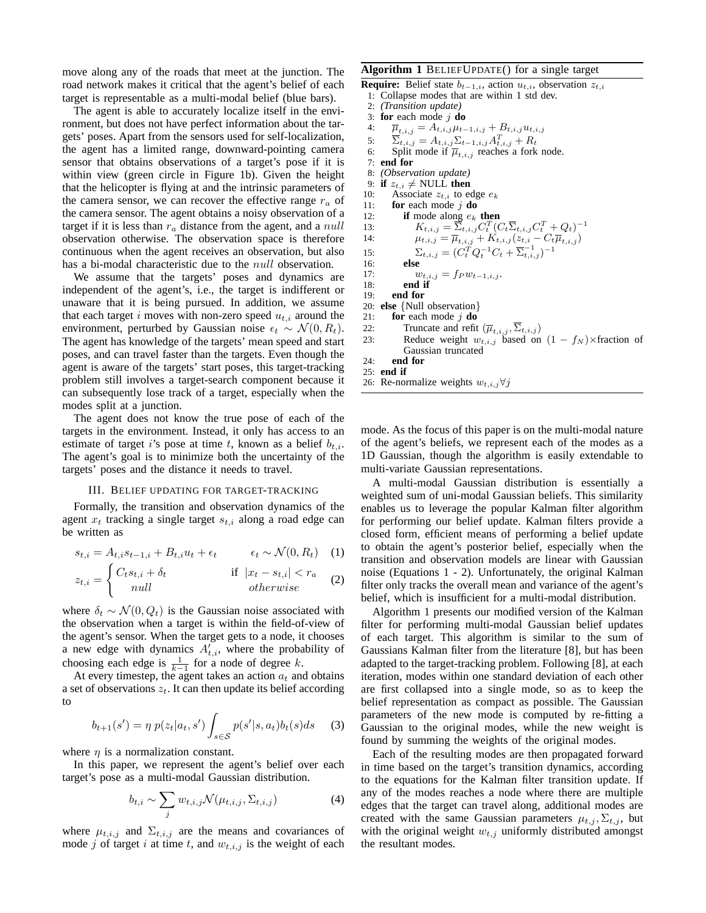move along any of the roads that meet at the junction. The road network makes it critical that the agent's belief of each target is representable as a multi-modal belief (blue bars).

The agent is able to accurately localize itself in the environment, but does not have perfect information about the targets' poses. Apart from the sensors used for self-localization, the agent has a limited range, downward-pointing camera sensor that obtains observations of a target's pose if it is within view (green circle in Figure 1b). Given the height that the helicopter is flying at and the intrinsic parameters of the camera sensor, we can recover the effective range $r_a$ of the camera sensor. The agent obtains a noisy observation of a target if it is less than $r_a$ distance from the agent, and a $null$ observation otherwise. The observation space is therefore continuous when the agent receives an observation, but also has a bi-modal characteristic due to the $null$ observation.

We assume that the targets' poses and dynamics are independent of the agent's, i.e., the target is indifferent or unaware that it is being pursued. In addition, we assume that each target $i$ moves with non-zero speed $u_{t,i}$ around the environment, perturbed by Gaussian noise $\epsilon_t \sim \mathcal{N}(0, R_t)$. The agent has knowledge of the targets' mean speed and start poses, and can travel faster than the targets. Even though the agent is aware of the targets' start poses, this target-tracking problem still involves a target-search component because it can subsequently lose track of a target, especially when the modes split at a junction.

The agent does not know the true pose of each of the targets in the environment. Instead, it only has access to an estimate of target $i$'s pose at time $t$, known as a belief $b_{t,i}$. The agent's goal is to minimize both the uncertainty of the targets' poses and the distance it needs to travel.

## III. Belief updating for target-tracking

Formally, the transition and observation dynamics of the agent $x_t$ tracking a single target $s_{t,i}$ along a road edge can be written as

$$s_{t,i} = A_{t,i}s_{t-1,i} + B_{t,i}u_t + \epsilon_t \qquad \epsilon_t \sim \mathcal{N}(0, R_t) \quad (1)$$

$$z_{t,i} = \begin{cases} C_t s_{t,i} + \delta_t & \text{if } |x_t - s_{t,i}| < r_a \\ null & otherwise \end{cases} \quad (2)$$

where $\delta_t \sim \mathcal{N}(0, Q_t)$ is the Gaussian noise associated with the observation when a target is within the field-of-view of the agent's sensor. When the target gets to a node, it chooses a new edge with dynamics $A'_{t,i}$, where the probability of choosing each edge is $\frac{1}{k-1}$ for a node of degree $k$.

At every timestep, the agent takes an action $a_t$ and obtains a set of observations $z_t$. It can then update its belief according to

$$b_{t+1}(s') = \eta \, p(z_t|a_t, s') \int_{s \in \mathcal{S}} p(s'|s, a_t) b_t(s) ds \quad (3)$$

where $\eta$ is a normalization constant.

In this paper, we represent the agent's belief over each target's pose as a multi-modal Gaussian distribution.

$$b_{t,i} \sim \sum_j w_{t,i,j} \mathcal{N}(\mu_{t,i,j}, \Sigma_{t,i,j}) \quad (4)$$

where $\mu_{t,i,j}$ and $\Sigma_{t,i,j}$ are the means and covariances of mode $j$ of target $i$ at time $t$, and $w_{t,i,j}$ is the weight of each mode. As the focus of this paper is on the multi-modal nature of the agent's beliefs, we represent each of the modes as a 1D Gaussian, though the algorithm is easily extendable to multi-variate Gaussian representations.

**Algorithm 1** BeliefUpdate() for a single target

**Require:** Belief state $b_{t-1,i}$, action $u_{t,i}$, observation $z_{t,i}$

1: Collapse modes that are within 1 std dev.
2: *(Transition update)*
3: **for** each mode $j$ **do**
4: $\quad \overline{\mu}_{t,i,j} = A_{t,i,j}\mu_{t-1,i,j} + B_{t,i,j}u_{t,i,j}$
5: $\quad \overline{\Sigma}_{t,i,j} = A_{t,i,j}\Sigma_{t-1,i,j}A^T_{t,i,j} + R_t$
6: $\quad$ Split mode if $\overline{\mu}_{t,i,j}$ reaches a fork node.
7: **end for**
8: *(Observation update)*
9: **if** $z_{t,i} \neq$ NULL **then**
10: $\quad$ Associate $z_{t,i}$ to edge $e_k$
11: $\quad$ **for** each mode $j$ **do**
12: $\quad\quad$ **if** mode along $e_k$ **then**
13: $\quad\quad\quad K_{t,i,j} = \overline{\Sigma}_{t,i,j}C^T_t(C_t\overline{\Sigma}_{t,i,j}C^T_t + Q_t)^{-1}$
14: $\quad\quad\quad \mu_{t,i,j} = \overline{\mu}_{t,i,j} + K_{t,i,j}(z_{t,i} - C_t\overline{\mu}_{t,i,j})$
15: $\quad\quad\quad \Sigma_{t,i,j} = (C^T_t Q^{-1}_t C_t + \overline{\Sigma}^{-1}_{t,i,j})^{-1}$
16: $\quad\quad$ **else**
17: $\quad\quad\quad w_{t,i,j} = f_P w_{t-1,i,j}$.
18: $\quad\quad$ **end if**
19: $\quad$ **end for**
20: **else** {Null observation}
21: $\quad$ **for** each mode $j$ **do**
22: $\quad\quad$ Truncate and refit $(\overline{\mu}_{t,i,j}, \overline{\Sigma}_{t,i,j})$
23: $\quad\quad$ Reduce weight $w_{t,i,j}$ based on $(1 - f_N)\times$fraction of Gaussian truncated
24: $\quad$ **end for**
25: **end if**
26: Re-normalize weights $w_{t,i,j} \forall j$

A multi-modal Gaussian distribution is essentially a weighted sum of uni-modal Gaussian beliefs. This similarity enables us to leverage the popular Kalman filter algorithm for performing our belief update. Kalman filters provide a closed form, efficient means of performing a belief update to obtain the agent's posterior belief, especially when the transition and observation models are linear with Gaussian noise (Equations 1 - 2). Unfortunately, the original Kalman filter only tracks the overall mean and variance of the agent's belief, which is insufficient for a multi-modal distribution.

Algorithm 1 presents our modified version of the Kalman filter for performing multi-modal Gaussian belief updates of each target. This algorithm is similar to the sum of Gaussians Kalman filter from the literature [8], but has been adapted to the target-tracking problem. Following [8], at each iteration, modes within one standard deviation of each other are first collapsed into a single mode, so as to keep the belief representation as compact as possible. The Gaussian parameters of the new mode is computed by re-fitting a Gaussian to the original modes, while the new weight is found by summing the weights of the original modes.

Each of the resulting modes are then propagated forward in time based on the target's transition dynamics, according to the equations for the Kalman filter transition update. If any of the modes reaches a node where there are multiple edges that the target can travel along, additional modes are created with the same Gaussian parameters $\mu_{t,j}, \Sigma_{t,j}$, but with the original weight $w_{t,j}$ uniformly distributed amongst the resultant modes.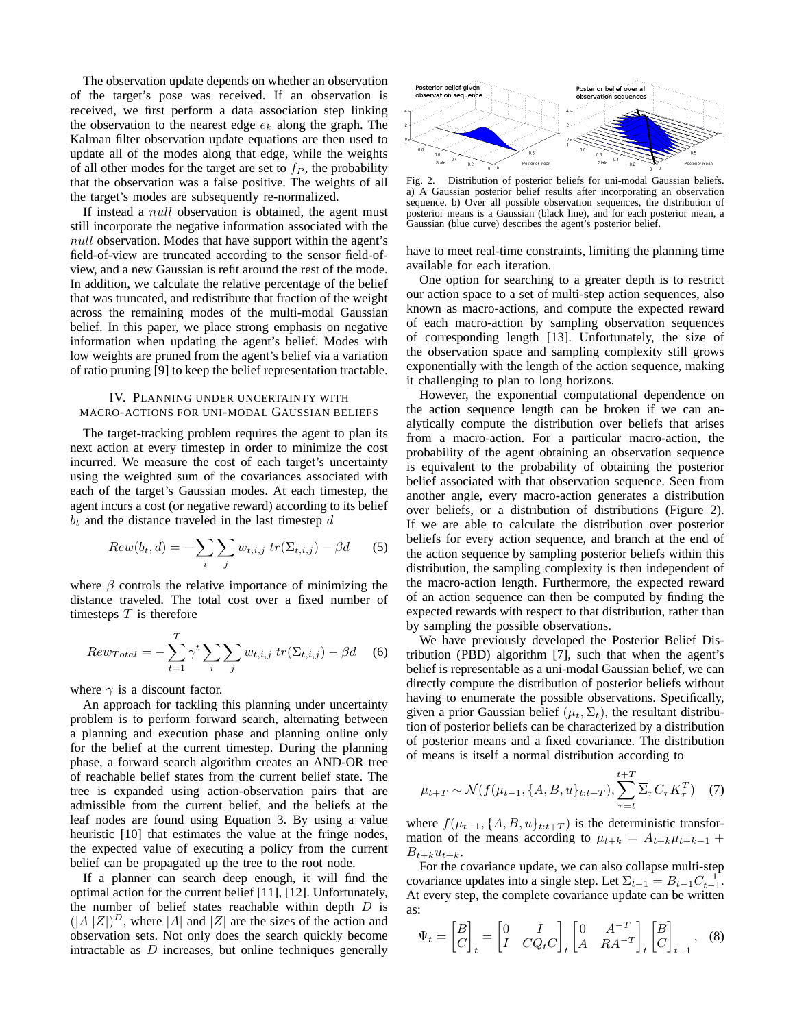The observation update depends on whether an observation of the target's pose was received. If an observation is received, we first perform a data association step linking the observation to the nearest edge $e_k$ along the graph. The Kalman filter observation update equations are then used to update all of the modes along that edge, while the weights of all other modes for the target are set to $f_P$, the probability that the observation was a false positive. The weights of all the target's modes are subsequently re-normalized.

If instead a $null$ observation is obtained, the agent must still incorporate the negative information associated with the $null$ observation. Modes that have support within the agent's field-of-view are truncated according to the sensor field-of-view, and a new Gaussian is refit around the rest of the mode. In addition, we calculate the relative percentage of the belief that was truncated, and redistribute that fraction of the weight across the remaining modes of the multi-modal Gaussian belief. In this paper, we place strong emphasis on negative information when updating the agent's belief. Modes with low weights are pruned from the agent's belief via a variation of ratio pruning [9] to keep the belief representation tractable.

## IV. Planning under uncertainty with macro-actions for uni-modal Gaussian beliefs

The target-tracking problem requires the agent to plan its next action at every timestep in order to minimize the cost incurred. We measure the cost of each target's uncertainty using the weighted sum of the covariances associated with each of the target's Gaussian modes. At each timestep, the agent incurs a cost (or negative reward) according to its belief $b_t$ and the distance traveled in the last timestep $d$

$$Rew(b_t, d) = -\sum_i \sum_j w_{t,i,j}\ tr(\Sigma_{t,i,j}) - \beta d \quad (5)$$

where $\beta$ controls the relative importance of minimizing the distance traveled. The total cost over a fixed number of timesteps $T$ is therefore

$$Rew_{Total} = -\sum_{t=1}^{T} \gamma^t \sum_i \sum_j w_{t,i,j}\ tr(\Sigma_{t,i,j}) - \beta d \quad (6)$$

where $\gamma$ is a discount factor.

An approach for tackling this planning under uncertainty problem is to perform forward search, alternating between a planning and execution phase and planning online only for the belief at the current timestep. During the planning phase, a forward search algorithm creates an AND-OR tree of reachable belief states from the current belief state. The tree is expanded using action-observation pairs that are admissible from the current belief, and the beliefs at the leaf nodes are found using Equation 3. By using a value heuristic [10] that estimates the value at the fringe nodes, the expected value of executing a policy from the current belief can be propagated up the tree to the root node.

If a planner can search deep enough, it will find the optimal action for the current belief [11], [12]. Unfortunately, the number of belief states reachable within depth $D$ is $(|A||Z|)^D$, where $|A|$ and $|Z|$ are the sizes of the action and observation sets. Not only does the search quickly become intractable as $D$ increases, but online techniques generally have to meet real-time constraints, limiting the planning time available for each iteration.

Posterior belief given observation sequence

Posterior belief over all observation sequences

State

Posterior mean

Fig. 2. Distribution of posterior beliefs for uni-modal Gaussian beliefs. a) A Gaussian posterior belief results after incorporating an observation sequence. b) Over all possible observation sequences, the distribution of posterior means is a Gaussian (black line), and for each posterior mean, a Gaussian (blue curve) describes the agent's posterior belief.

One option for searching to a greater depth is to restrict our action space to a set of multi-step action sequences, also known as macro-actions, and compute the expected reward of each macro-action by sampling observation sequences of corresponding length [13]. Unfortunately, the size of the observation space and sampling complexity still grows exponentially with the length of the action sequence, making it challenging to plan to long horizons.

However, the exponential computational dependence on the action sequence length can be broken if we can analytically compute the distribution over beliefs that arises from a macro-action. For a particular macro-action, the probability of the agent obtaining an observation sequence is equivalent to the probability of obtaining the posterior belief associated with that observation sequence. Seen from another angle, every macro-action generates a distribution over beliefs, or a distribution of distributions (Figure 2). If we are able to calculate the distribution over posterior beliefs for every action sequence, and branch at the end of the action sequence by sampling posterior beliefs within this distribution, the sampling complexity is then independent of the macro-action length. Furthermore, the expected reward of an action sequence can then be computed by finding the expected rewards with respect to that distribution, rather than by sampling the possible observations.

We have previously developed the Posterior Belief Distribution (PBD) algorithm [7], such that when the agent's belief is representable as a uni-modal Gaussian belief, we can directly compute the distribution of posterior beliefs without having to enumerate the possible observations. Specifically, given a prior Gaussian belief $(\mu_t, \Sigma_t)$, the resultant distribution of posterior beliefs can be characterized by a distribution of posterior means and a fixed covariance. The distribution of means is itself a normal distribution according to

$$\mu_{t+T} \sim \mathcal{N}(f(\mu_{t-1}, \{A, B, u\}_{t:t+T}), \sum_{\tau=t}^{t+T} \overline{\Sigma}_\tau C_\tau K_\tau^T) \quad (7)$$

where $f(\mu_{t-1}, \{A, B, u\}_{t:t+T})$ is the deterministic transformation of the means according to $\mu_{t+k} = A_{t+k}\mu_{t+k-1} + B_{t+k}u_{t+k}$.

For the covariance update, we can also collapse multi-step covariance updates into a single step. Let $\Sigma_{t-1} = B_{t-1}C_{t-1}^{-1}$. At every step, the complete covariance update can be written as:

$$\Psi_t = \begin{bmatrix} B \\ C \end{bmatrix}_t = \begin{bmatrix} 0 & I \\ I & CQ_tC \end{bmatrix}_t \begin{bmatrix} 0 & A^{-T} \\ A & RA^{-T} \end{bmatrix}_t \begin{bmatrix} B \\ C \end{bmatrix}_{t-1}, \quad (8)$$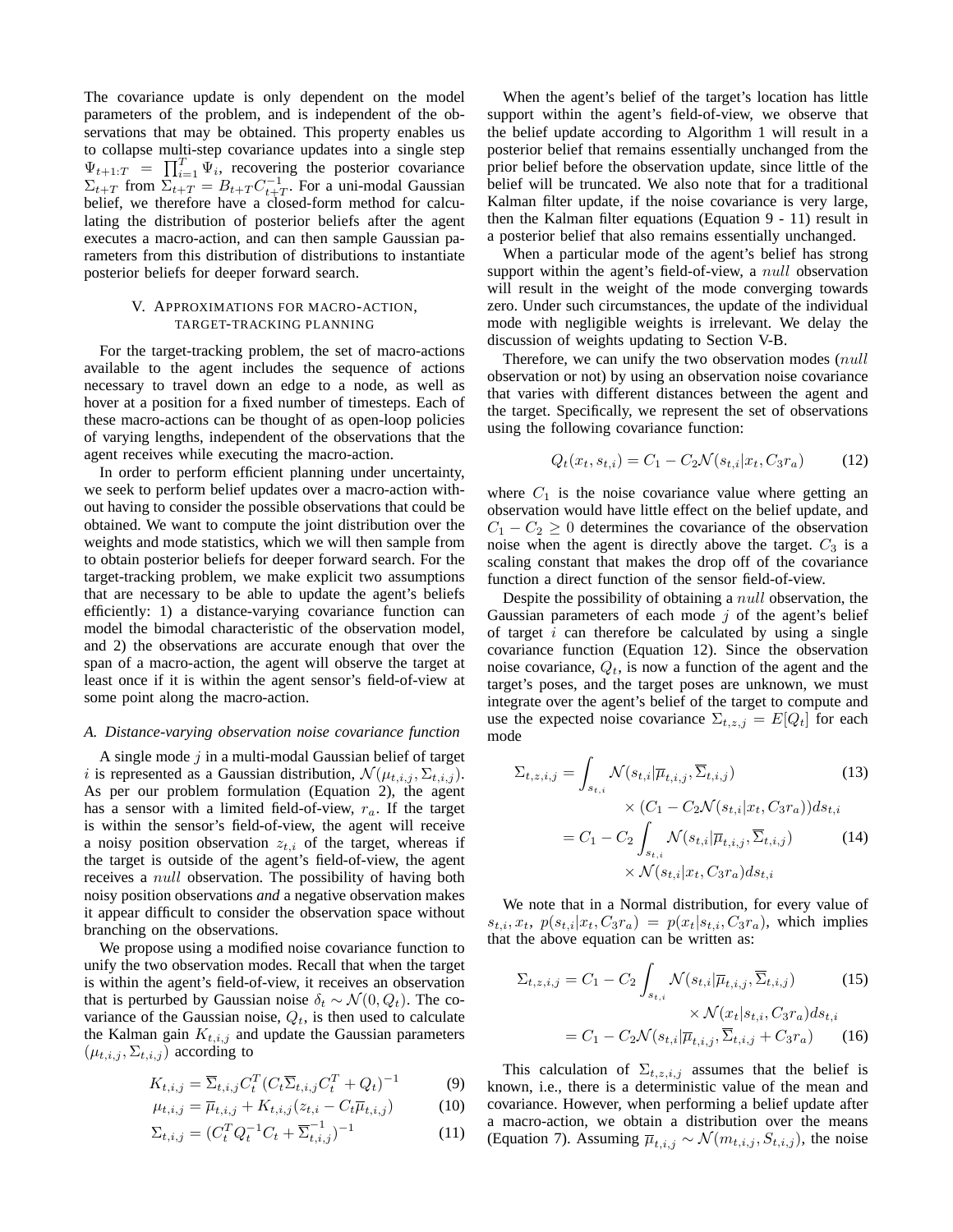The covariance update is only dependent on the model parameters of the problem, and is independent of the observations that may be obtained. This property enables us to collapse multi-step covariance updates into a single step $\Psi_{t+1:T} = \prod_{i=1}^{T} \Psi_i$, recovering the posterior covariance $\Sigma_{t+T}$ from $\Sigma_{t+T} = B_{t+T} C_{t+T}^{-1}$. For a uni-modal Gaussian belief, we therefore have a closed-form method for calculating the distribution of posterior beliefs after the agent executes a macro-action, and can then sample Gaussian parameters from this distribution of distributions to instantiate posterior beliefs for deeper forward search.

## V. Approximations for macro-action, target-tracking planning

For the target-tracking problem, the set of macro-actions available to the agent includes the sequence of actions necessary to travel down an edge to a node, as well as hover at a position for a fixed number of timesteps. Each of these macro-actions can be thought of as open-loop policies of varying lengths, independent of the observations that the agent receives while executing the macro-action.

In order to perform efficient planning under uncertainty, we seek to perform belief updates over a macro-action without having to consider the possible observations that could be obtained. We want to compute the joint distribution over the weights and mode statistics, which we will then sample from to obtain posterior beliefs for deeper forward search. For the target-tracking problem, we make explicit two assumptions that are necessary to be able to update the agent's beliefs efficiently: 1) a distance-varying covariance function can model the bimodal characteristic of the observation model, and 2) the observations are accurate enough that over the span of a macro-action, the agent will observe the target at least once if it is within the agent sensor's field-of-view at some point along the macro-action.

### *A. Distance-varying observation noise covariance function*

A single mode $j$ in a multi-modal Gaussian belief of target $i$ is represented as a Gaussian distribution, $\mathcal{N}(\mu_{t,i,j}, \Sigma_{t,i,j})$. As per our problem formulation (Equation 2), the agent has a sensor with a limited field-of-view, $r_a$. If the target is within the sensor's field-of-view, the agent will receive a noisy position observation $z_{t,i}$ of the target, whereas if the target is outside of the agent's field-of-view, the agent receives a $null$ observation. The possibility of having both noisy position observations *and* a negative observation makes it appear difficult to consider the observation space without branching on the observations.

We propose using a modified noise covariance function to unify the two observation modes. Recall that when the target is within the agent's field-of-view, it receives an observation that is perturbed by Gaussian noise $\delta_t \sim \mathcal{N}(0, Q_t)$. The covariance of the Gaussian noise, $Q_t$, is then used to calculate the Kalman gain $K_{t,i,j}$ and update the Gaussian parameters $(\mu_{t,i,j}, \Sigma_{t,i,j})$ according to

$$K_{t,i,j} = \overline{\Sigma}_{t,i,j} C_t^T (C_t \overline{\Sigma}_{t,i,j} C_t^T + Q_t)^{-1} \tag{9}$$

$$\mu_{t,i,j} = \overline{\mu}_{t,i,j} + K_{t,i,j}(z_{t,i} - C_t \overline{\mu}_{t,i,j}) \tag{10}$$

$$\Sigma_{t,i,j} = (C_t^T Q_t^{-1} C_t + \overline{\Sigma}_{t,i,j}^{-1})^{-1} \tag{11}$$

When the agent's belief of the target's location has little support within the agent's field-of-view, we observe that the belief update according to Algorithm 1 will result in a posterior belief that remains essentially unchanged from the prior belief before the observation update, since little of the belief will be truncated. We also note that for a traditional Kalman filter update, if the noise covariance is very large, then the Kalman filter equations (Equation 9 - 11) result in a posterior belief that also remains essentially unchanged.

When a particular mode of the agent's belief has strong support within the agent's field-of-view, a $null$ observation will result in the weight of the mode converging towards zero. Under such circumstances, the update of the individual mode with negligible weights is irrelevant. We delay the discussion of weights updating to Section V-B.

Therefore, we can unify the two observation modes ($null$ observation or not) by using an observation noise covariance that varies with different distances between the agent and the target. Specifically, we represent the set of observations using the following covariance function:

$$Q_t(x_t, s_{t,i}) = C_1 - C_2 \mathcal{N}(s_{t,i} | x_t, C_3 r_a) \tag{12}$$

where $C_1$ is the noise covariance value where getting an observation would have little effect on the belief update, and $C_1 - C_2 \geq 0$ determines the covariance of the observation noise when the agent is directly above the target. $C_3$ is a scaling constant that makes the drop off of the covariance function a direct function of the sensor field-of-view.

Despite the possibility of obtaining a $null$ observation, the Gaussian parameters of each mode $j$ of the agent's belief of target $i$ can therefore be calculated by using a single covariance function (Equation 12). Since the observation noise covariance, $Q_t$, is now a function of the agent and the target's poses, and the target poses are unknown, we must integrate over the agent's belief of the target to compute and use the expected noise covariance $\Sigma_{t,z,j} = E[Q_t]$ for each mode

$$\begin{aligned} \Sigma_{t,z,i,j} &= \int_{s_{t,i}} \mathcal{N}(s_{t,i} | \overline{\mu}_{t,i,j}, \overline{\Sigma}_{t,i,j}) && (13) \\ &\quad \times (C_1 - C_2 \mathcal{N}(s_{t,i} | x_t, C_3 r_a)) ds_{t,i} \\ &= C_1 - C_2 \int_{s_{t,i}} \mathcal{N}(s_{t,i} | \overline{\mu}_{t,i,j}, \overline{\Sigma}_{t,i,j}) && (14) \\ &\quad \times \mathcal{N}(s_{t,i} | x_t, C_3 r_a) ds_{t,i} \end{aligned}$$

We note that in a Normal distribution, for every value of $s_{t,i}, x_t$, $p(s_{t,i} | x_t, C_3 r_a) = p(x_t | s_{t,i}, C_3 r_a)$, which implies that the above equation can be written as:

$$\begin{aligned} \Sigma_{t,z,i,j} &= C_1 - C_2 \int_{s_{t,i}} \mathcal{N}(s_{t,i} | \overline{\mu}_{t,i,j}, \overline{\Sigma}_{t,i,j}) && (15) \\ &\quad \times \mathcal{N}(x_t | s_{t,i}, C_3 r_a) ds_{t,i} \\ &= C_1 - C_2 \mathcal{N}(s_{t,i} | \overline{\mu}_{t,i,j}, \overline{\Sigma}_{t,i,j} + C_3 r_a) && (16) \end{aligned}$$

This calculation of $\Sigma_{t,z,i,j}$ assumes that the belief is known, i.e., there is a deterministic value of the mean and covariance. However, when performing a belief update after a macro-action, we obtain a distribution over the means (Equation 7). Assuming $\overline{\mu}_{t,i,j} \sim \mathcal{N}(m_{t,i,j}, S_{t,i,j})$, the noise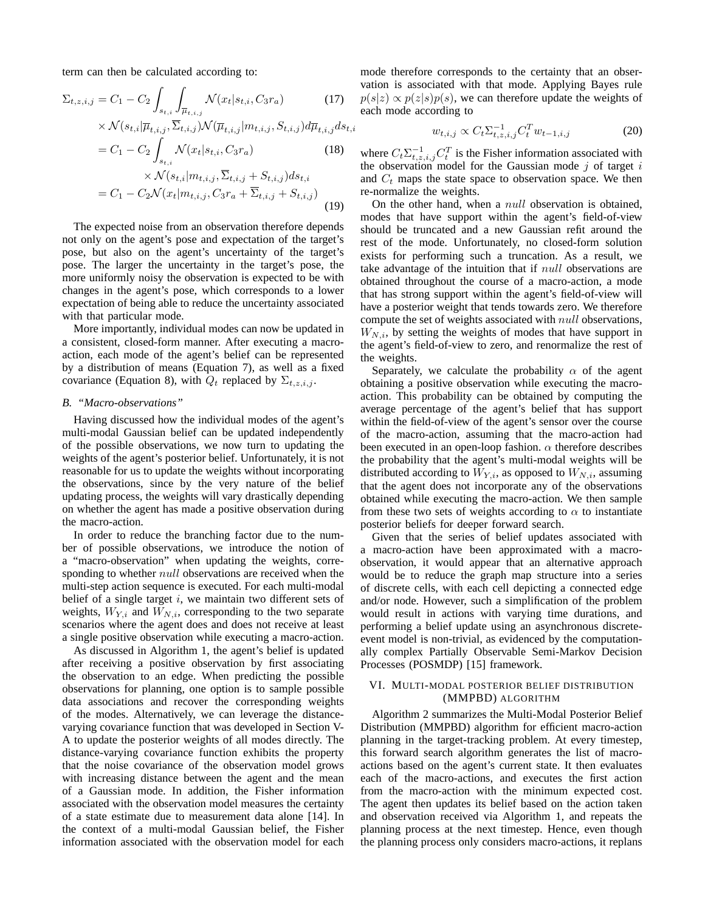term can then be calculated according to:

$$\Sigma_{t,z,i,j} = C_1 - C_2 \int_{s_{t,i}} \int_{\overline{\mu}_{t,i,j}} \mathcal{N}(x_t | s_{t,i}, C_3 r_a) \tag{17}$$

$$\times \mathcal{N}(s_{t,i} | \overline{\mu}_{t,i,j}, \overline{\Sigma}_{t,i,j}) \mathcal{N}(\overline{\mu}_{t,i,j} | m_{t,i,j}, S_{t,i,j}) d\overline{\mu}_{t,i,j} ds_{t,i}$$

$$= C_1 - C_2 \int_{s_{t,i}} \mathcal{N}(x_t | s_{t,i}, C_3 r_a) \tag{18}$$

$$\times \mathcal{N}(s_{t,i} | m_{t,i,j}, \overline{\Sigma}_{t,i,j} + S_{t,i,j}) ds_{t,i}$$

$$= C_1 - C_2 \mathcal{N}(x_t | m_{t,i,j}, C_3 r_a + \overline{\Sigma}_{t,i,j} + S_{t,i,j}) \tag{19}$$

The expected noise from an observation therefore depends not only on the agent's pose and expectation of the target's pose, but also on the agent's uncertainty of the target's pose. The larger the uncertainty in the target's pose, the more uniformly noisy the observation is expected to be with changes in the agent's pose, which corresponds to a lower expectation of being able to reduce the uncertainty associated with that particular mode.

More importantly, individual modes can now be updated in a consistent, closed-form manner. After executing a macro-action, each mode of the agent's belief can be represented by a distribution of means (Equation 7), as well as a fixed covariance (Equation 8), with $Q_t$ replaced by $\Sigma_{t,z,i,j}$.

### B. "Macro-observations"

Having discussed how the individual modes of the agent's multi-modal Gaussian belief can be updated independently of the possible observations, we now turn to updating the weights of the agent's posterior belief. Unfortunately, it is not reasonable for us to update the weights without incorporating the observations, since by the very nature of the belief updating process, the weights will vary drastically depending on whether the agent has made a positive observation during the macro-action.

In order to reduce the branching factor due to the number of possible observations, we introduce the notion of a "macro-observation" when updating the weights, corresponding to whether *null* observations are received when the multi-step action sequence is executed. For each multi-modal belief of a single target $i$, we maintain two different sets of weights, $W_{Y,i}$ and $W_{N,i}$, corresponding to the two separate scenarios where the agent does and does not receive at least a single positive observation while executing a macro-action.

As discussed in Algorithm 1, the agent's belief is updated after receiving a positive observation by first associating the observation to an edge. When predicting the possible observations for planning, one option is to sample possible data associations and recover the corresponding weights of the modes. Alternatively, we can leverage the distance-varying covariance function that was developed in Section V-A to update the posterior weights of all modes directly. The distance-varying covariance function exhibits the property that the noise covariance of the observation model grows with increasing distance between the agent and the mean of a Gaussian mode. In addition, the Fisher information associated with the observation model measures the certainty of a state estimate due to measurement data alone [14]. In the context of a multi-modal Gaussian belief, the Fisher information associated with the observation model for each mode therefore corresponds to the certainty that an observation is associated with that mode. Applying Bayes rule $p(s|z) \propto p(z|s)p(s)$, we can therefore update the weights of each mode according to

$$w_{t,i,j} \propto C_t \Sigma_{t,z,i,j}^{-1} C_t^T w_{t-1,i,j} \tag{20}$$

where $C_t \Sigma_{t,z,i,j}^{-1} C_t^T$ is the Fisher information associated with the observation model for the Gaussian mode $j$ of target $i$ and $C_t$ maps the state space to observation space. We then re-normalize the weights.

On the other hand, when a *null* observation is obtained, modes that have support within the agent's field-of-view should be truncated and a new Gaussian refit around the rest of the mode. Unfortunately, no closed-form solution exists for performing such a truncation. As a result, we take advantage of the intuition that if *null* observations are obtained throughout the course of a macro-action, a mode that has strong support within the agent's field-of-view will have a posterior weight that tends towards zero. We therefore compute the set of weights associated with *null* observations, $W_{N,i}$, by setting the weights of modes that have support in the agent's field-of-view to zero, and renormalize the rest of the weights.

Separately, we calculate the probability $\alpha$ of the agent obtaining a positive observation while executing the macro-action. This probability can be obtained by computing the average percentage of the agent's belief that has support within the field-of-view of the agent's sensor over the course of the macro-action, assuming that the macro-action had been executed in an open-loop fashion. $\alpha$ therefore describes the probability that the agent's multi-modal weights will be distributed according to $W_{Y,i}$, as opposed to $W_{N,i}$, assuming that the agent does not incorporate any of the observations obtained while executing the macro-action. We then sample from these two sets of weights according to $\alpha$ to instantiate posterior beliefs for deeper forward search.

Given that the series of belief updates associated with a macro-action have been approximated with a macro-observation, it would appear that an alternative approach would be to reduce the graph map structure into a series of discrete cells, with each cell depicting a connected edge and/or node. However, such a simplification of the problem would result in actions with varying time durations, and performing a belief update using an asynchronous discrete-event model is non-trivial, as evidenced by the computationally complex Partially Observable Semi-Markov Decision Processes (POSMDP) [15] framework.

## VI. Multi-modal posterior belief distribution (MMPBD) algorithm

Algorithm 2 summarizes the Multi-Modal Posterior Belief Distribution (MMPBD) algorithm for efficient macro-action planning in the target-tracking problem. At every timestep, this forward search algorithm generates the list of macro-actions based on the agent's current state. It then evaluates each of the macro-actions, and executes the first action from the macro-action with the minimum expected cost. The agent then updates its belief based on the action taken and observation received via Algorithm 1, and repeats the planning process at the next timestep. Hence, even though the planning process only considers macro-actions, it replans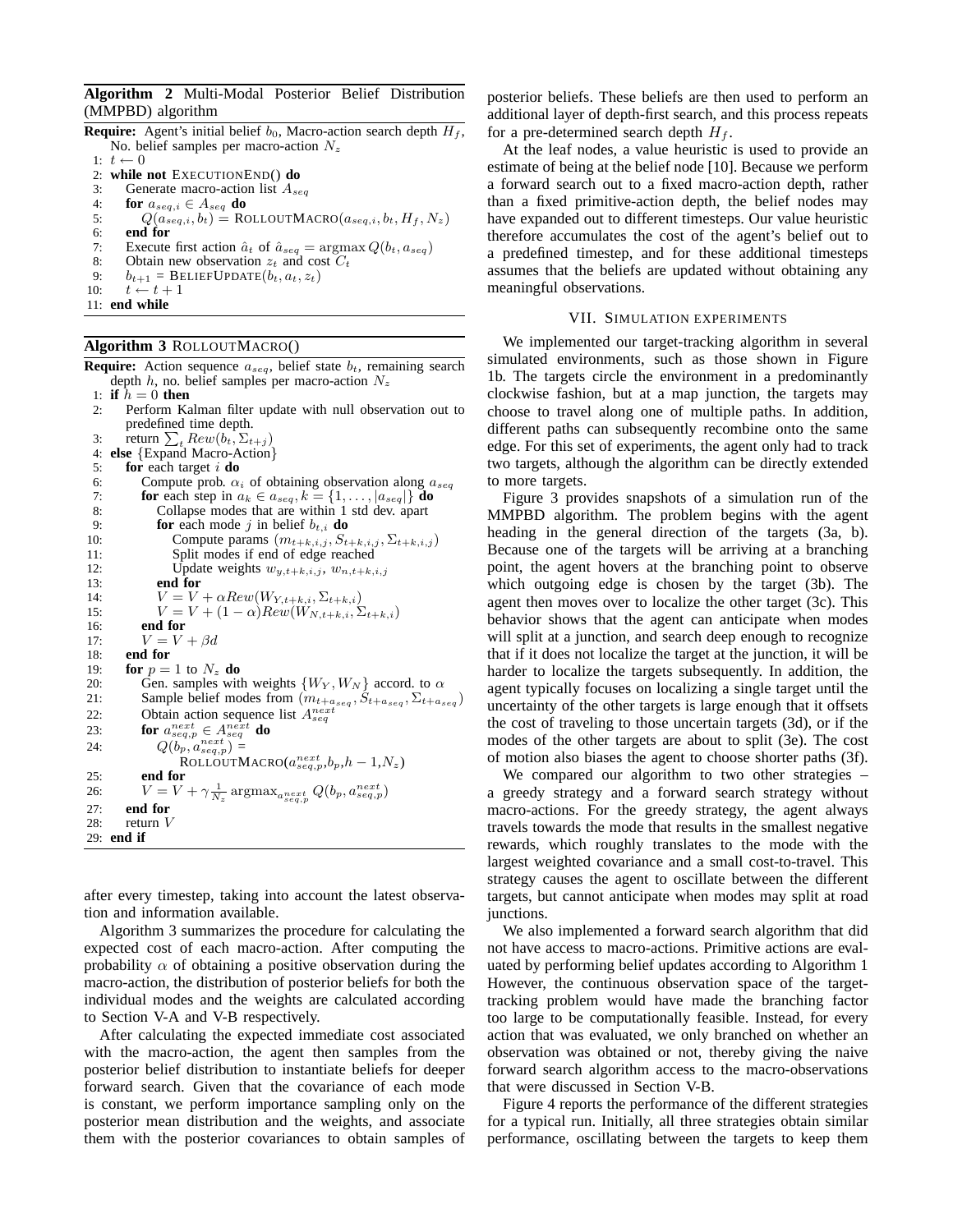**Algorithm 2** Multi-Modal Posterior Belief Distribution (MMPBD) algorithm

```
Require: Agent's initial belief b_0, Macro-action search depth H_f, No. belief samples per macro-action N_z
 1: t ← 0
 2: while not EXECUTIONEND() do
 3:    Generate macro-action list A_seq
 4:    for a_{seq,i} ∈ A_seq do
 5:       Q(a_{seq,i}, b_t) = ROLLOUTMACRO(a_{seq,i}, b_t, H_f, N_z)
 6:    end for
 7:    Execute first action â_t of â_seq = argmax Q(b_t, a_seq)
 8:    Obtain new observation z_t and cost C_t
 9:    b_{t+1} = BELIEFUPDATE(b_t, a_t, z_t)
10:    t ← t + 1
11: end while
```

**Algorithm 3** ROLLOUTMACRO()

```
Require: Action sequence a_seq, belief state b_t, remaining search depth h, no. belief samples per macro-action N_z
 1: if h = 0 then
 2:    Perform Kalman filter update with null observation out to predefined time depth.
 3:    return Σ_t Rew(b_t, Σ_{t+j})
 4: else {Expand Macro-Action}
 5:    for each target i do
 6:       Compute prob. α_i of obtaining observation along a_seq
 7:       for each step in a_k ∈ a_seq, k = {1, ..., |a_seq|} do
 8:          Collapse modes that are within 1 std dev. apart
 9:          for each mode j in belief b_{t,i} do
10:             Compute params (m_{t+k,i,j}, S_{t+k,i,j}, Σ_{t+k,i,j})
11:             Split modes if end of edge reached
12:             Update weights w_{y,t+k,i,j}, w_{n,t+k,i,j}
13:          end for
14:          V = V + α Rew(W_{Y,t+k,i}, Σ_{t+k,i})
15:          V = V + (1 − α) Rew(W_{N,t+k,i}, Σ_{t+k,i})
16:       end for
17:       V = V + βd
18:    end for
19:    for p = 1 to N_z do
20:       Gen. samples with weights {W_Y, W_N} accord. to α
21:       Sample belief modes from (m_{t+a_seq}, S_{t+a_seq}, Σ_{t+a_seq})
22:       Obtain action sequence list A^next_seq
23:       for a^next_{seq,p} ∈ A^next_seq do
24:          Q(b_p, a^next_{seq,p}) =
                ROLLOUTMACRO(a^next_{seq,p}, b_p, h − 1, N_z)
25:       end for
26:       V = V + γ (1/N_z) argmax_{a^next_{seq,p}} Q(b_p, a^next_{seq,p})
27:    end for
28:    return V
29: end if
```

after every timestep, taking into account the latest observation and information available.

Algorithm 3 summarizes the procedure for calculating the expected cost of each macro-action. After computing the probability $\alpha$ of obtaining a positive observation during the macro-action, the distribution of posterior beliefs for both the individual modes and the weights are calculated according to Section V-A and V-B respectively.

After calculating the expected immediate cost associated with the macro-action, the agent then samples from the posterior belief distribution to instantiate beliefs for deeper forward search. Given that the covariance of each mode is constant, we perform importance sampling only on the posterior mean distribution and the weights, and associate them with the posterior covariances to obtain samples of posterior beliefs. These beliefs are then used to perform an additional layer of depth-first search, and this process repeats for a pre-determined search depth $H_f$.

At the leaf nodes, a value heuristic is used to provide an estimate of being at the belief node [10]. Because we perform a forward search out to a fixed macro-action depth, rather than a fixed primitive-action depth, the belief nodes may have expanded out to different timesteps. Our value heuristic therefore accumulates the cost of the agent's belief out to a predefined timestep, and for these additional timesteps assumes that the beliefs are updated without obtaining any meaningful observations.

## VII. Simulation Experiments

We implemented our target-tracking algorithm in several simulated environments, such as those shown in Figure 1b. The targets circle the environment in a predominantly clockwise fashion, but at a map junction, the targets may choose to travel along one of multiple paths. In addition, different paths can subsequently recombine onto the same edge. For this set of experiments, the agent only had to track two targets, although the algorithm can be directly extended to more targets.

Figure 3 provides snapshots of a simulation run of the MMPBD algorithm. The problem begins with the agent heading in the general direction of the targets (3a, b). Because one of the targets will be arriving at a branching point, the agent hovers at the branching point to observe which outgoing edge is chosen by the target (3b). The agent then moves over to localize the other target (3c). This behavior shows that the agent can anticipate when modes will split at a junction, and search deep enough to recognize that if it does not localize the target at the junction, it will be harder to localize the targets subsequently. In addition, the agent typically focuses on localizing a single target until the uncertainty of the other targets is large enough that it offsets the cost of traveling to those uncertain targets (3d), or if the modes of the other targets are about to split (3e). The cost of motion also biases the agent to choose shorter paths (3f).

We compared our algorithm to two other strategies – a greedy strategy and a forward search strategy without macro-actions. For the greedy strategy, the agent always travels towards the mode that results in the smallest negative rewards, which roughly translates to the mode with the largest weighted covariance and a small cost-to-travel. This strategy causes the agent to oscillate between the different targets, but cannot anticipate when modes may split at road junctions.

We also implemented a forward search algorithm that did not have access to macro-actions. Primitive actions are evaluated by performing belief updates according to Algorithm 1 However, the continuous observation space of the target-tracking problem would have made the branching factor too large to be computationally feasible. Instead, for every action that was evaluated, we only branched on whether an observation was obtained or not, thereby giving the naive forward search algorithm access to the macro-observations that were discussed in Section V-B.

Figure 4 reports the performance of the different strategies for a typical run. Initially, all three strategies obtain similar performance, oscillating between the targets to keep them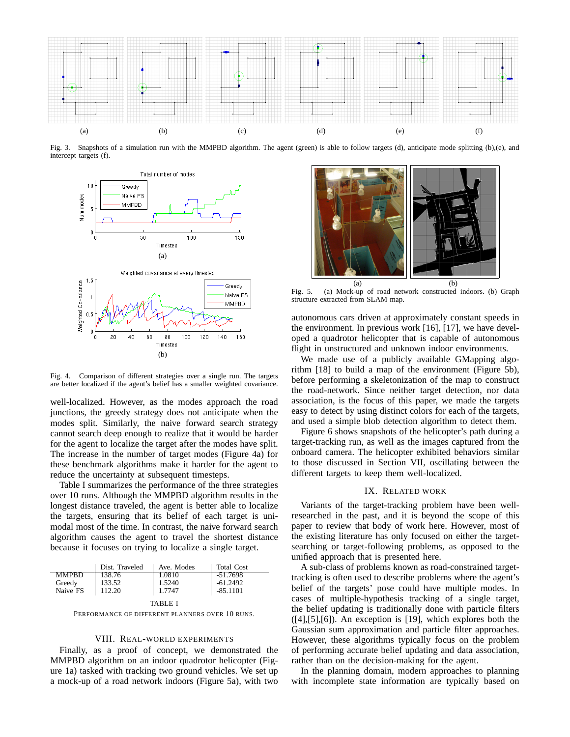Fig. 3. Snapshots of a simulation run with the MMPBD algorithm. The agent (green) is able to follow targets (d), anticipate mode splitting (b),(e), and intercept targets (f).

Fig. 4. Comparison of different strategies over a single run. The targets are better localized if the agent's belief has a smaller weighted covariance.

well-localized. However, as the modes approach the road junctions, the greedy strategy does not anticipate when the modes split. Similarly, the naive forward search strategy cannot search deep enough to realize that it would be harder for the agent to localize the target after the modes have split. The increase in the number of target modes (Figure 4a) for these benchmark algorithms make it harder for the agent to reduce the uncertainty at subsequent timesteps.

Table I summarizes the performance of the three strategies over 10 runs. Although the MMPBD algorithm results in the longest distance traveled, the agent is better able to localize the targets, ensuring that its belief of each target is unimodal most of the time. In contrast, the naive forward search algorithm causes the agent to travel the shortest distance because it focuses on trying to localize a single target.

| | Dist. Traveled | Ave. Modes | Total Cost |
|---|---|---|---|
| MMPBD | 138.76 | 1.0810 | -51.7698 |
| Greedy | 133.52 | 1.5240 | -61.2492 |
| Naive FS | 112.20 | 1.7747 | -85.1101 |

TABLE I

PERFORMANCE OF DIFFERENT PLANNERS OVER 10 RUNS.

## VIII. REAL-WORLD EXPERIMENTS

Finally, as a proof of concept, we demonstrated the MMPBD algorithm on an indoor quadrotor helicopter (Figure 1a) tasked with tracking two ground vehicles. We set up a mock-up of a road network indoors (Figure 5a), with two autonomous cars driven at approximately constant speeds in the environment. In previous work [16], [17], we have developed a quadrotor helicopter that is capable of autonomous flight in unstructured and unknown indoor environments.

Fig. 5. (a) Mock-up of road network constructed indoors. (b) Graph structure extracted from SLAM map.

We made use of a publicly available GMapping algorithm [18] to build a map of the environment (Figure 5b), before performing a skeletonization of the map to construct the road-network. Since neither target detection, nor data association, is the focus of this paper, we made the targets easy to detect by using distinct colors for each of the targets, and used a simple blob detection algorithm to detect them.

Figure 6 shows snapshots of the helicopter's path during a target-tracking run, as well as the images captured from the onboard camera. The helicopter exhibited behaviors similar to those discussed in Section VII, oscillating between the different targets to keep them well-localized.

## IX. RELATED WORK

Variants of the target-tracking problem have been well-researched in the past, and it is beyond the scope of this paper to review that body of work here. However, most of the existing literature has only focused on either the target-searching or target-following problems, as opposed to the unified approach that is presented here.

A sub-class of problems known as road-constrained target-tracking is often used to describe problems where the agent's belief of the targets' pose could have multiple modes. In cases of multiple-hypothesis tracking of a single target, the belief updating is traditionally done with particle filters ([4],[5],[6]). An exception is [19], which explores both the Gaussian sum approximation and particle filter approaches. However, these algorithms typically focus on the problem of performing accurate belief updating and data association, rather than on the decision-making for the agent.

In the planning domain, modern approaches to planning with incomplete state information are typically based on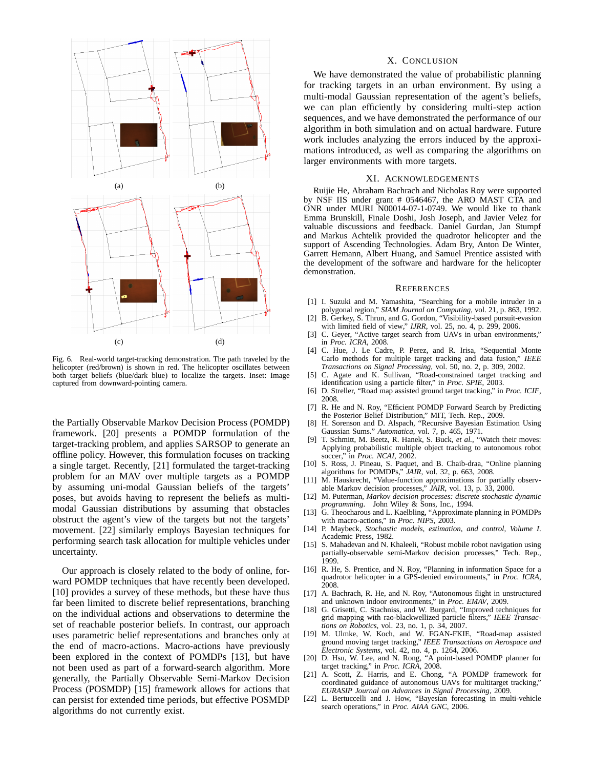(a)

(b)

(c)

(d)

Fig. 6. Real-world target-tracking demonstration. The path traveled by the helicopter (red/brown) is shown in red. The helicopter oscillates between both target beliefs (blue/dark blue) to localize the targets. Inset: Image captured from downward-pointing camera.

the Partially Observable Markov Decision Process (POMDP) framework. [20] presents a POMDP formulation of the target-tracking problem, and applies SARSOP to generate an offline policy. However, this formulation focuses on tracking a single target. Recently, [21] formulated the target-tracking problem for an MAV over multiple targets as a POMDP by assuming uni-modal Gaussian beliefs of the targets' poses, but avoids having to represent the beliefs as multi-modal Gaussian distributions by assuming that obstacles obstruct the agent's view of the targets but not the targets' movement. [22] similarly employs Bayesian techniques for performing search task allocation for multiple vehicles under uncertainty.

Our approach is closely related to the body of online, forward POMDP techniques that have recently been developed. [10] provides a survey of these methods, but these have thus far been limited to discrete belief representations, branching on the individual actions and observations to determine the set of reachable posterior beliefs. In contrast, our approach uses parametric belief representations and branches only at the end of macro-actions. Macro-actions have previously been explored in the context of POMDPs [13], but have not been used as part of a forward-search algorithm. More generally, the Partially Observable Semi-Markov Decision Process (POSMDP) [15] framework allows for actions that can persist for extended time periods, but effective POSMDP algorithms do not currently exist.

## X. Conclusion

We have demonstrated the value of probabilistic planning for tracking targets in an urban environment. By using a multi-modal Gaussian representation of the agent's beliefs, we can plan efficiently by considering multi-step action sequences, and we have demonstrated the performance of our algorithm in both simulation and on actual hardware. Future work includes analyzing the errors induced by the approximations introduced, as well as comparing the algorithms on larger environments with more targets.

## XI. Acknowledgements

Ruijie He, Abraham Bachrach and Nicholas Roy were supported by NSF IIS under grant # 0546467, the ARO MAST CTA and ONR under MURI N00014-07-1-0749. We would like to thank Emma Brunskill, Finale Doshi, Josh Joseph, and Javier Velez for valuable discussions and feedback. Daniel Gurdan, Jan Stumpf and Markus Achtelik provided the quadrotor helicopter and the support of Ascending Technologies. Adam Bry, Anton De Winter, Garrett Hemann, Albert Huang, and Samuel Prentice assisted with the development of the software and hardware for the helicopter demonstration.

## References

[1] I. Suzuki and M. Yamashita, "Searching for a mobile intruder in a polygonal region," *SIAM Journal on Computing*, vol. 21, p. 863, 1992.

[2] B. Gerkey, S. Thrun, and G. Gordon, "Visibility-based pursuit-evasion with limited field of view," *IJRR*, vol. 25, no. 4, p. 299, 2006.

[3] C. Geyer, "Active target search from UAVs in urban environments," in *Proc. ICRA*, 2008.

[4] C. Hue, J. Le Cadre, P. Perez, and R. Irisa, "Sequential Monte Carlo methods for multiple target tracking and data fusion," *IEEE Transactions on Signal Processing*, vol. 50, no. 2, p. 309, 2002.

[5] C. Agate and K. Sullivan, "Road-constrained target tracking and identification using a particle filter," in *Proc. SPIE*, 2003.

[6] D. Streller, "Road map assisted ground target tracking," in *Proc. ICIF*, 2008.

[7] R. He and N. Roy, "Efficient POMDP Forward Search by Predicting the Posterior Belief Distribution," MIT, Tech. Rep., 2009.

[8] H. Sorenson and D. Alspach, "Recursive Bayesian Estimation Using Gaussian Sums." *Automatica*, vol. 7, p. 465, 1971.

[9] T. Schmitt, M. Beetz, R. Hanek, S. Buck, *et al.*, "Watch their moves: Applying probabilistic multiple object tracking to autonomous robot soccer," in *Proc. NCAI*, 2002.

[10] S. Ross, J. Pineau, S. Paquet, and B. Chaib-draa, "Online planning algorithms for POMDPs," *JAIR*, vol. 32, p. 663, 2008.

[11] M. Hauskrecht, "Value-function approximations for partially observable Markov decision processes," *JAIR*, vol. 13, p. 33, 2000.

[12] M. Puterman, *Markov decision processes: discrete stochastic dynamic programming*. John Wiley & Sons, Inc., 1994.

[13] G. Theocharous and L. Kaelbling, "Approximate planning in POMDPs with macro-actions," in *Proc. NIPS*, 2003.

[14] P. Maybeck, *Stochastic models, estimation, and control, Volume I*. Academic Press, 1982.

[15] S. Mahadevan and N. Khaleeli, "Robust mobile robot navigation using partially-observable semi-Markov decision processes," Tech. Rep., 1999.

[16] R. He, S. Prentice, and N. Roy, "Planning in information Space for a quadrotor helicopter in a GPS-denied environments," in *Proc. ICRA*, 2008.

[17] A. Bachrach, R. He, and N. Roy, "Autonomous flight in unstructured and unknown indoor environments," in *Proc. EMAV*, 2009.

[18] G. Grisetti, C. Stachniss, and W. Burgard, "Improved techniques for grid mapping with rao-blackwellized particle filters," *IEEE Transactions on Robotics*, vol. 23, no. 1, p. 34, 2007.

[19] M. Ulmke, W. Koch, and W. FGAN-FKIE, "Road-map assisted ground moving target tracking," *IEEE Transactions on Aerospace and Electronic Systems*, vol. 42, no. 4, p. 1264, 2006.

[20] D. Hsu, W. Lee, and N. Rong, "A point-based POMDP planner for target tracking," in *Proc. ICRA*, 2008.

[21] A. Scott, Z. Harris, and E. Chong, "A POMDP framework for coordinated guidance of autonomous UAVs for multitarget tracking," *EURASIP Journal on Advances in Signal Processing*, 2009.

[22] L. Bertuccelli and J. How, "Bayesian forecasting in multi-vehicle search operations," in *Proc. AIAA GNC*, 2006.